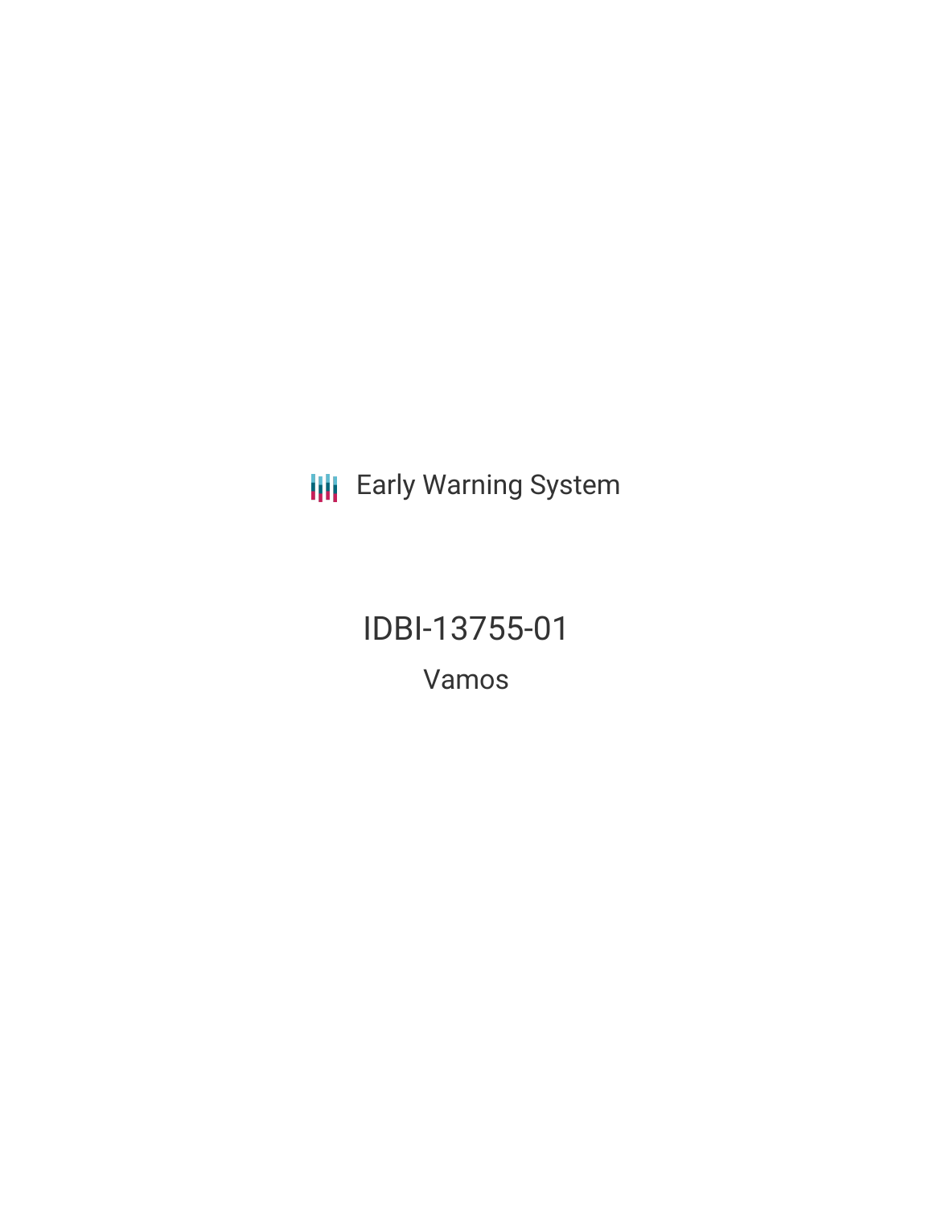Early Warning System

# IDBI-13755-01

## Vamos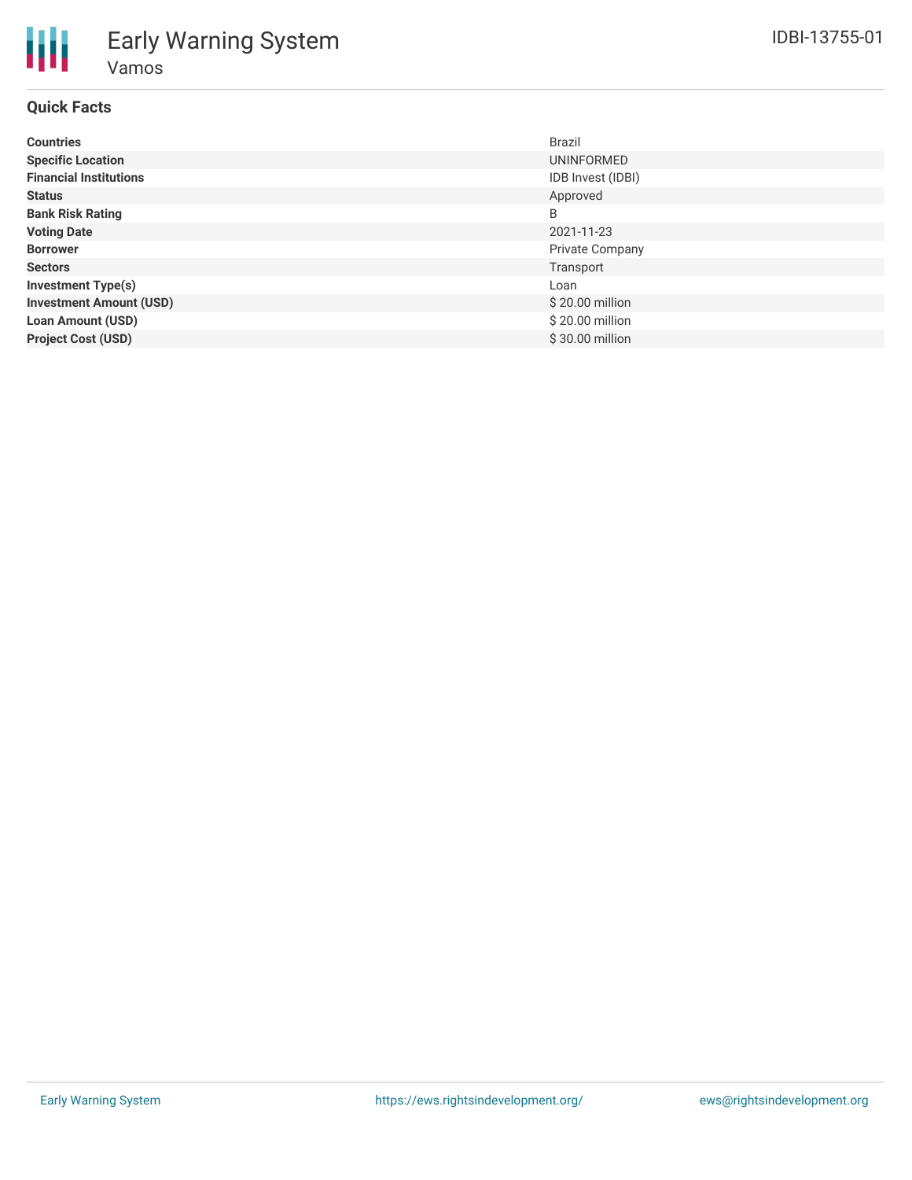# Early Warning System

## Vamos

IDBI-13755-01

### Quick Facts

| | |
|---|---|
| **Countries** | Brazil |
| **Specific Location** | UNINFORMED |
| **Financial Institutions** | IDB Invest (IDBI) |
| **Status** | Approved |
| **Bank Risk Rating** | B |
| **Voting Date** | 2021-11-23 |
| **Borrower** | Private Company |
| **Sectors** | Transport |
| **Investment Type(s)** | Loan |
| **Investment Amount (USD)** | $ 20.00 million |
| **Loan Amount (USD)** | $ 20.00 million |
| **Project Cost (USD)** | $ 30.00 million |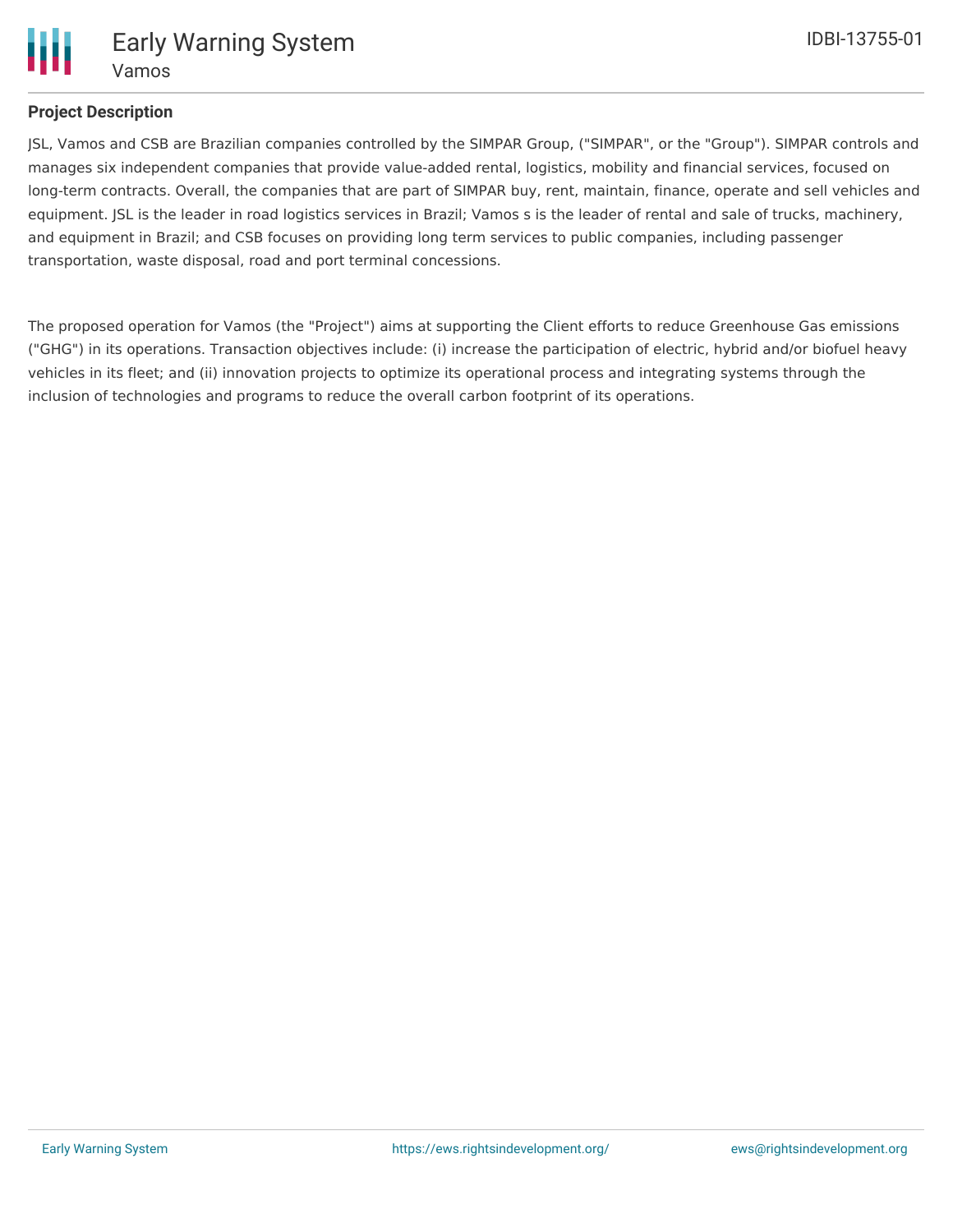## Project Description

JSL, Vamos and CSB are Brazilian companies controlled by the SIMPAR Group, ("SIMPAR", or the "Group"). SIMPAR controls and manages six independent companies that provide value-added rental, logistics, mobility and financial services, focused on long-term contracts. Overall, the companies that are part of SIMPAR buy, rent, maintain, finance, operate and sell vehicles and equipment. JSL is the leader in road logistics services in Brazil; Vamos s is the leader of rental and sale of trucks, machinery, and equipment in Brazil; and CSB focuses on providing long term services to public companies, including passenger transportation, waste disposal, road and port terminal concessions.

The proposed operation for Vamos (the "Project") aims at supporting the Client efforts to reduce Greenhouse Gas emissions ("GHG") in its operations. Transaction objectives include: (i) increase the participation of electric, hybrid and/or biofuel heavy vehicles in its fleet; and (ii) innovation projects to optimize its operational process and integrating systems through the inclusion of technologies and programs to reduce the overall carbon footprint of its operations.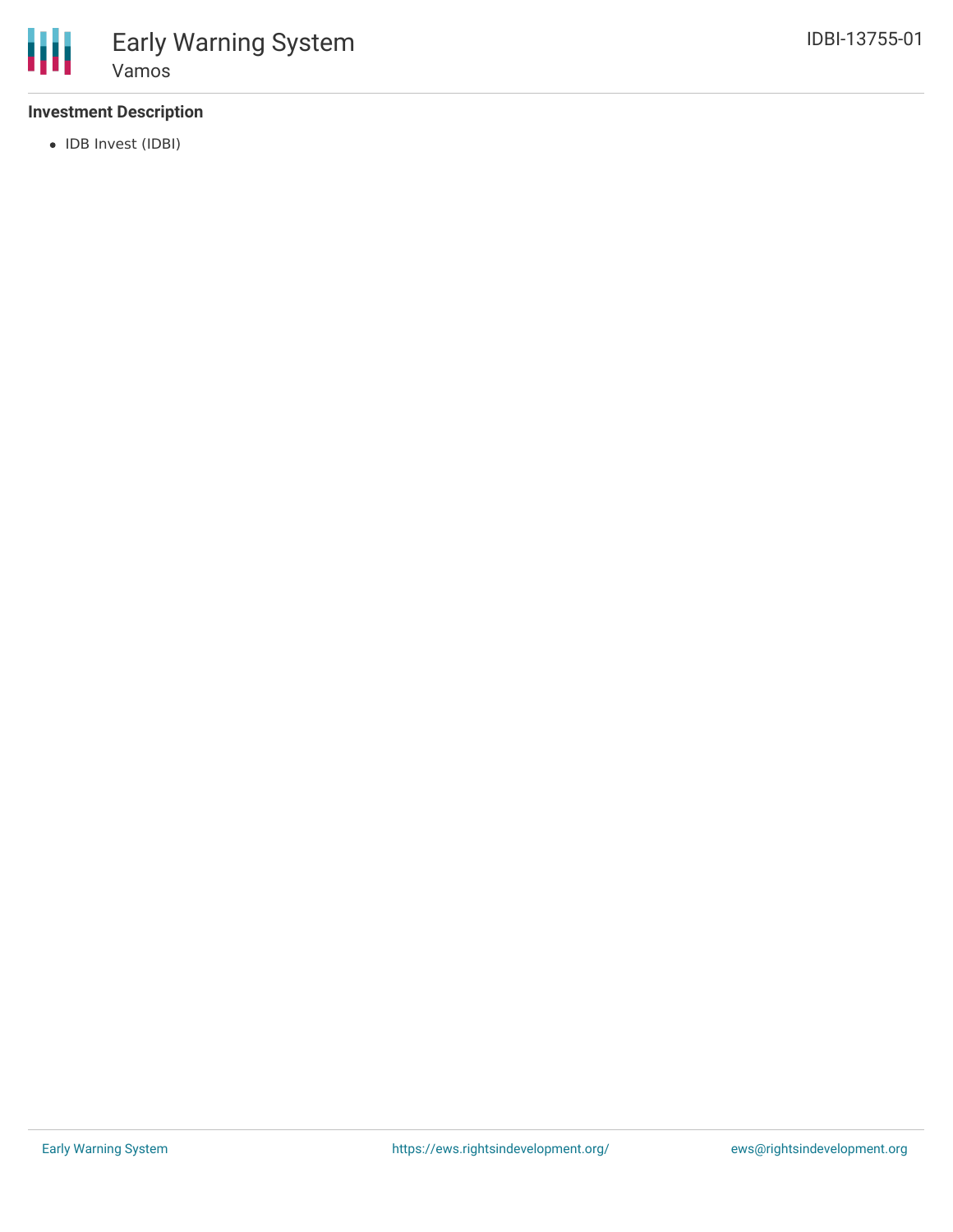### Investment Description

- IDB Invest (IDBI)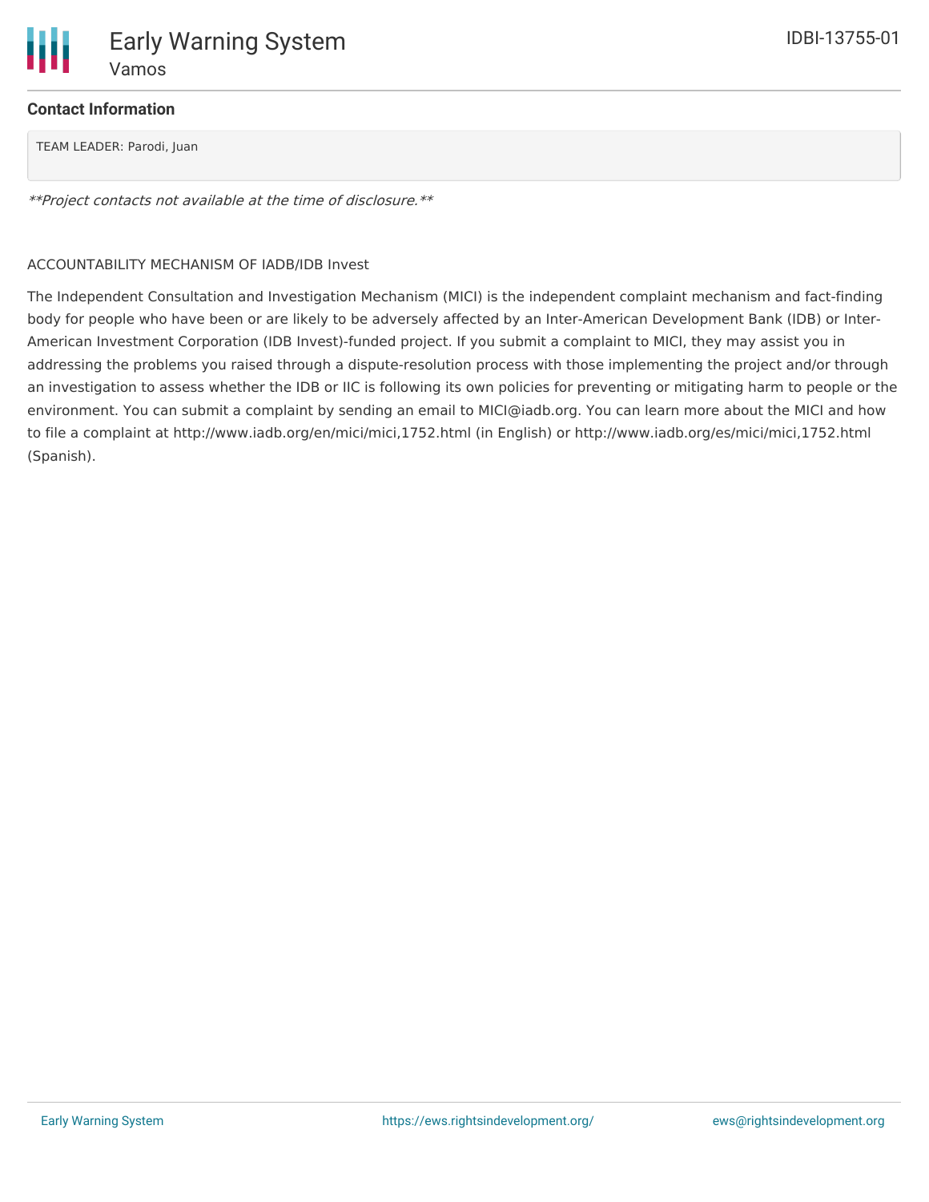### Contact Information

TEAM LEADER: Parodi, Juan

*\*\*Project contacts not available at the time of disclosure.\*\**

ACCOUNTABILITY MECHANISM OF IADB/IDB Invest

The Independent Consultation and Investigation Mechanism (MICI) is the independent complaint mechanism and fact-finding body for people who have been or are likely to be adversely affected by an Inter-American Development Bank (IDB) or Inter-American Investment Corporation (IDB Invest)-funded project. If you submit a complaint to MICI, they may assist you in addressing the problems you raised through a dispute-resolution process with those implementing the project and/or through an investigation to assess whether the IDB or IIC is following its own policies for preventing or mitigating harm to people or the environment. You can submit a complaint by sending an email to MICI@iadb.org. You can learn more about the MICI and how to file a complaint at http://www.iadb.org/en/mici/mici,1752.html (in English) or http://www.iadb.org/es/mici/mici,1752.html (Spanish).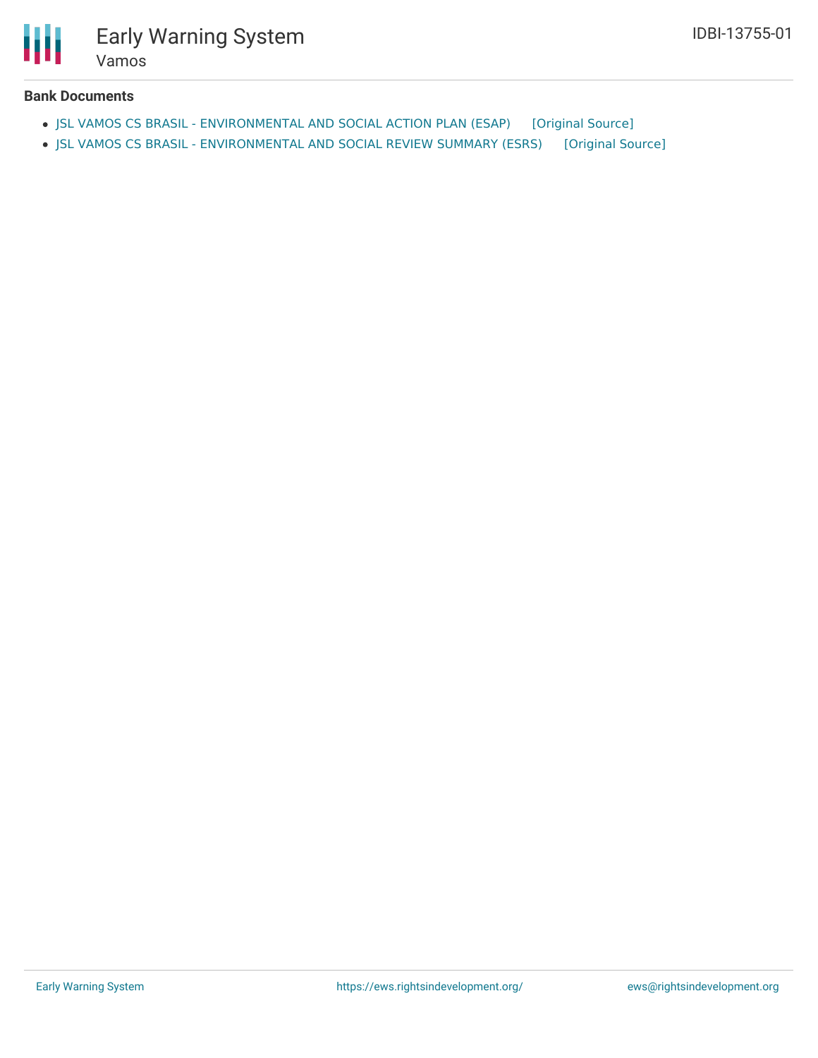**Bank Documents**

- JSL VAMOS CS BRASIL - ENVIRONMENTAL AND SOCIAL ACTION PLAN (ESAP) [Original Source]
- JSL VAMOS CS BRASIL - ENVIRONMENTAL AND SOCIAL REVIEW SUMMARY (ESRS) [Original Source]